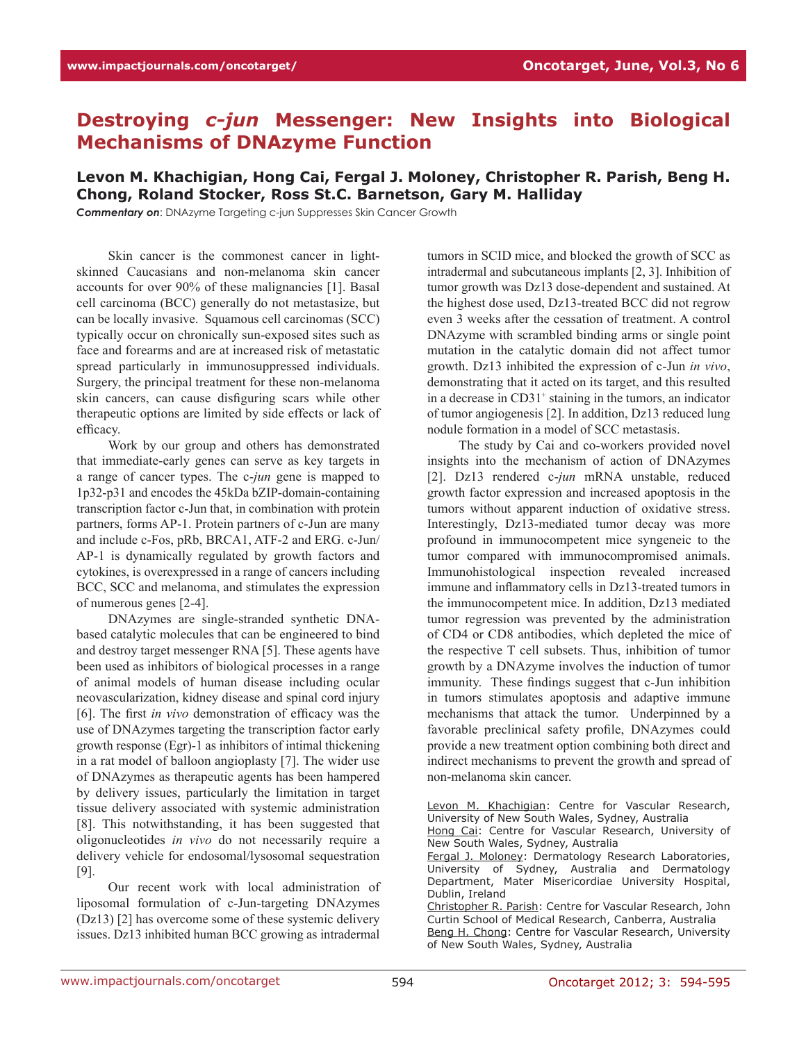# Destroying *c-jun* Messenger: New Insights into Biological Mechanisms of DNAzyme Function

**Levon M. Khachigian, Hong Cai, Fergal J. Moloney, Christopher R. Parish, Beng H. Chong, Roland Stocker, Ross St.C. Barnetson, Gary M. Halliday**

***Commentary on***: DNAzyme Targeting c-jun Suppresses Skin Cancer Growth

Skin cancer is the commonest cancer in light-skinned Caucasians and non-melanoma skin cancer accounts for over 90% of these malignancies [1]. Basal cell carcinoma (BCC) generally do not metastasize, but can be locally invasive. Squamous cell carcinomas (SCC) typically occur on chronically sun-exposed sites such as face and forearms and are at increased risk of metastatic spread particularly in immunosuppressed individuals. Surgery, the principal treatment for these non-melanoma skin cancers, can cause disfiguring scars while other therapeutic options are limited by side effects or lack of efficacy.

Work by our group and others has demonstrated that immediate-early genes can serve as key targets in a range of cancer types. The c-*jun* gene is mapped to 1p32-p31 and encodes the 45kDa bZIP-domain-containing transcription factor c-Jun that, in combination with protein partners, forms AP-1. Protein partners of c-Jun are many and include c-Fos, pRb, BRCA1, ATF-2 and ERG. c-Jun/AP-1 is dynamically regulated by growth factors and cytokines, is overexpressed in a range of cancers including BCC, SCC and melanoma, and stimulates the expression of numerous genes [2-4].

DNAzymes are single-stranded synthetic DNA-based catalytic molecules that can be engineered to bind and destroy target messenger RNA [5]. These agents have been used as inhibitors of biological processes in a range of animal models of human disease including ocular neovascularization, kidney disease and spinal cord injury [6]. The first *in vivo* demonstration of efficacy was the use of DNAzymes targeting the transcription factor early growth response (Egr)-1 as inhibitors of intimal thickening in a rat model of balloon angioplasty [7]. The wider use of DNAzymes as therapeutic agents has been hampered by delivery issues, particularly the limitation in target tissue delivery associated with systemic administration [8]. This notwithstanding, it has been suggested that oligonucleotides *in vivo* do not necessarily require a delivery vehicle for endosomal/lysosomal sequestration [9].

Our recent work with local administration of liposomal formulation of c-Jun-targeting DNAzymes (Dz13) [2] has overcome some of these systemic delivery issues. Dz13 inhibited human BCC growing as intradermal tumors in SCID mice, and blocked the growth of SCC as intradermal and subcutaneous implants [2, 3]. Inhibition of tumor growth was Dz13 dose-dependent and sustained. At the highest dose used, Dz13-treated BCC did not regrow even 3 weeks after the cessation of treatment. A control DNAzyme with scrambled binding arms or single point mutation in the catalytic domain did not affect tumor growth. Dz13 inhibited the expression of c-Jun *in vivo*, demonstrating that it acted on its target, and this resulted in a decrease in CD31$^+$ staining in the tumors, an indicator of tumor angiogenesis [2]. In addition, Dz13 reduced lung nodule formation in a model of SCC metastasis.

The study by Cai and co-workers provided novel insights into the mechanism of action of DNAzymes [2]. Dz13 rendered c-*jun* mRNA unstable, reduced growth factor expression and increased apoptosis in the tumors without apparent induction of oxidative stress. Interestingly, Dz13-mediated tumor decay was more profound in immunocompetent mice syngeneic to the tumor compared with immunocompromised animals. Immunohistological inspection revealed increased immune and inflammatory cells in Dz13-treated tumors in the immunocompetent mice. In addition, Dz13 mediated tumor regression was prevented by the administration of CD4 or CD8 antibodies, which depleted the mice of the respective T cell subsets. Thus, inhibition of tumor growth by a DNAzyme involves the induction of tumor immunity. These findings suggest that c-Jun inhibition in tumors stimulates apoptosis and adaptive immune mechanisms that attack the tumor. Underpinned by a favorable preclinical safety profile, DNAzymes could provide a new treatment option combining both direct and indirect mechanisms to prevent the growth and spread of non-melanoma skin cancer.

Levon M. Khachigian: Centre for Vascular Research, University of New South Wales, Sydney, Australia

Hong Cai: Centre for Vascular Research, University of New South Wales, Sydney, Australia

Fergal J. Moloney: Dermatology Research Laboratories, University of Sydney, Australia and Dermatology Department, Mater Misericordiae University Hospital, Dublin, Ireland

Christopher R. Parish: Centre for Vascular Research, John Curtin School of Medical Research, Canberra, Australia

Beng H. Chong: Centre for Vascular Research, University of New South Wales, Sydney, Australia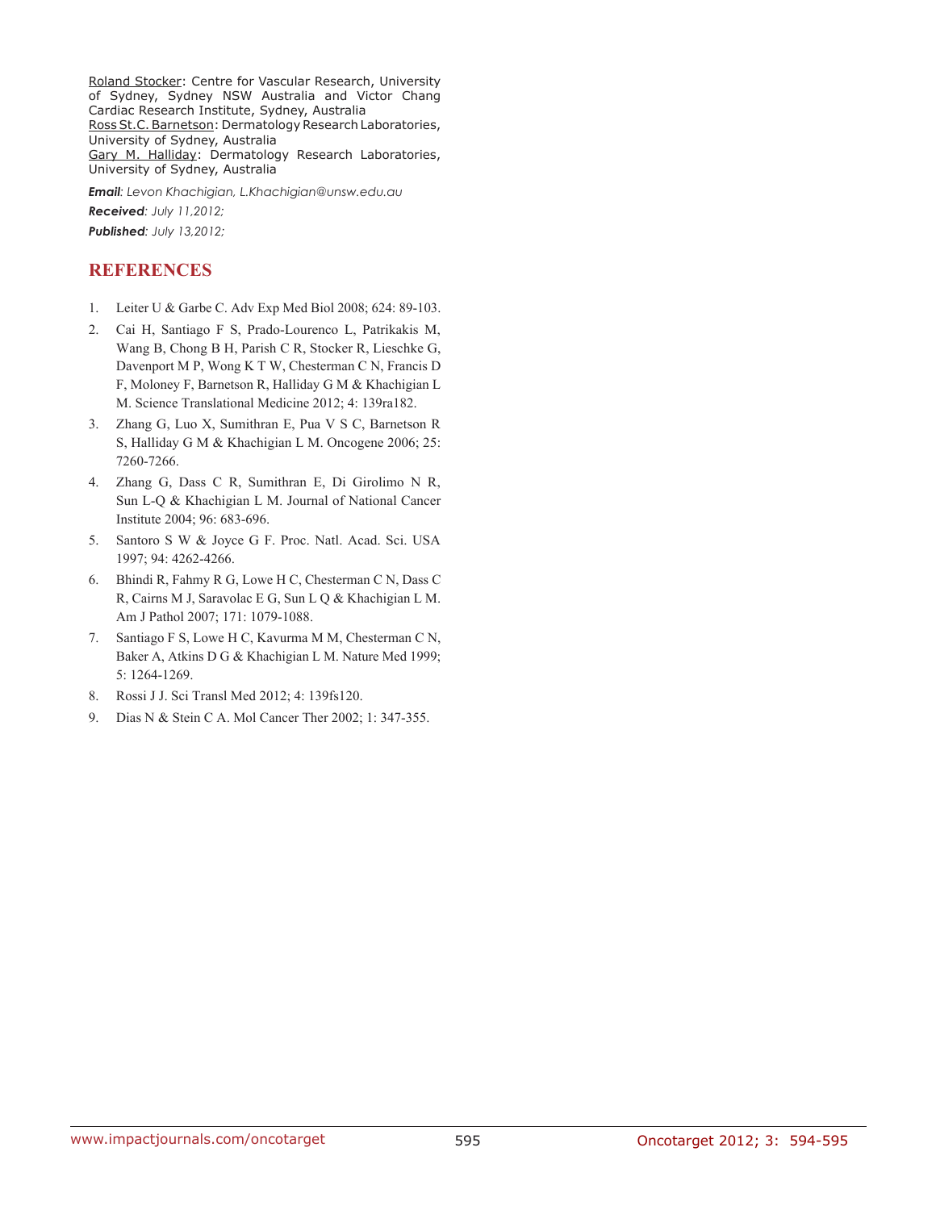Roland Stocker: Centre for Vascular Research, University of Sydney, Sydney NSW Australia and Victor Chang Cardiac Research Institute, Sydney, Australia
Ross St.C. Barnetson: Dermatology Research Laboratories, University of Sydney, Australia
Gary M. Halliday: Dermatology Research Laboratories, University of Sydney, Australia

***Email**: Levon Khachigian, L.Khachigian@unsw.edu.au*

***Received**: July 11,2012;*

***Published**: July 13,2012;*

## REFERENCES

1. Leiter U & Garbe C. Adv Exp Med Biol 2008; 624: 89-103.
2. Cai H, Santiago F S, Prado-Lourenco L, Patrikakis M, Wang B, Chong B H, Parish C R, Stocker R, Lieschke G, Davenport M P, Wong K T W, Chesterman C N, Francis D F, Moloney F, Barnetson R, Halliday G M & Khachigian L M. Science Translational Medicine 2012; 4: 139ra182.
3. Zhang G, Luo X, Sumithran E, Pua V S C, Barnetson R S, Halliday G M & Khachigian L M. Oncogene 2006; 25: 7260-7266.
4. Zhang G, Dass C R, Sumithran E, Di Girolimo N R, Sun L-Q & Khachigian L M. Journal of National Cancer Institute 2004; 96: 683-696.
5. Santoro S W & Joyce G F. Proc. Natl. Acad. Sci. USA 1997; 94: 4262-4266.
6. Bhindi R, Fahmy R G, Lowe H C, Chesterman C N, Dass C R, Cairns M J, Saravolac E G, Sun L Q & Khachigian L M. Am J Pathol 2007; 171: 1079-1088.
7. Santiago F S, Lowe H C, Kavurma M M, Chesterman C N, Baker A, Atkins D G & Khachigian L M. Nature Med 1999; 5: 1264-1269.
8. Rossi J J. Sci Transl Med 2012; 4: 139fs120.
9. Dias N & Stein C A. Mol Cancer Ther 2002; 1: 347-355.